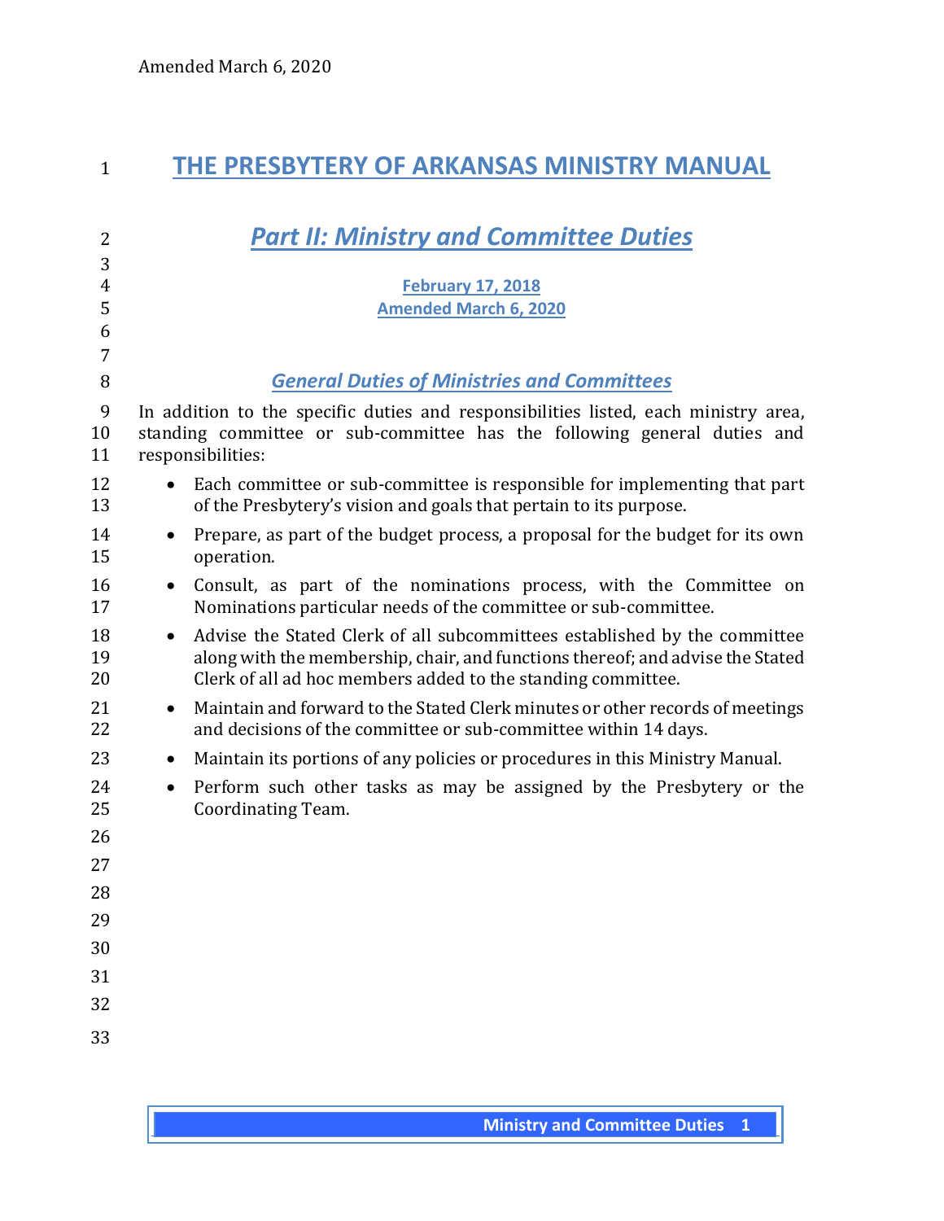# THE PRESBYTERY OF ARKANSAS MINISTRY MANUAL

## *Part II: Ministry and Committee Duties*

**February 17, 2018**
**Amended March 6, 2020**

### *General Duties of Ministries and Committees*

In addition to the specific duties and responsibilities listed, each ministry area, standing committee or sub-committee has the following general duties and responsibilities:

- Each committee or sub-committee is responsible for implementing that part of the Presbytery's vision and goals that pertain to its purpose.
- Prepare, as part of the budget process, a proposal for the budget for its own operation.
- Consult, as part of the nominations process, with the Committee on Nominations particular needs of the committee or sub-committee.
- Advise the Stated Clerk of all subcommittees established by the committee along with the membership, chair, and functions thereof; and advise the Stated Clerk of all ad hoc members added to the standing committee.
- Maintain and forward to the Stated Clerk minutes or other records of meetings and decisions of the committee or sub-committee within 14 days.
- Maintain its portions of any policies or procedures in this Ministry Manual.
- Perform such other tasks as may be assigned by the Presbytery or the Coordinating Team.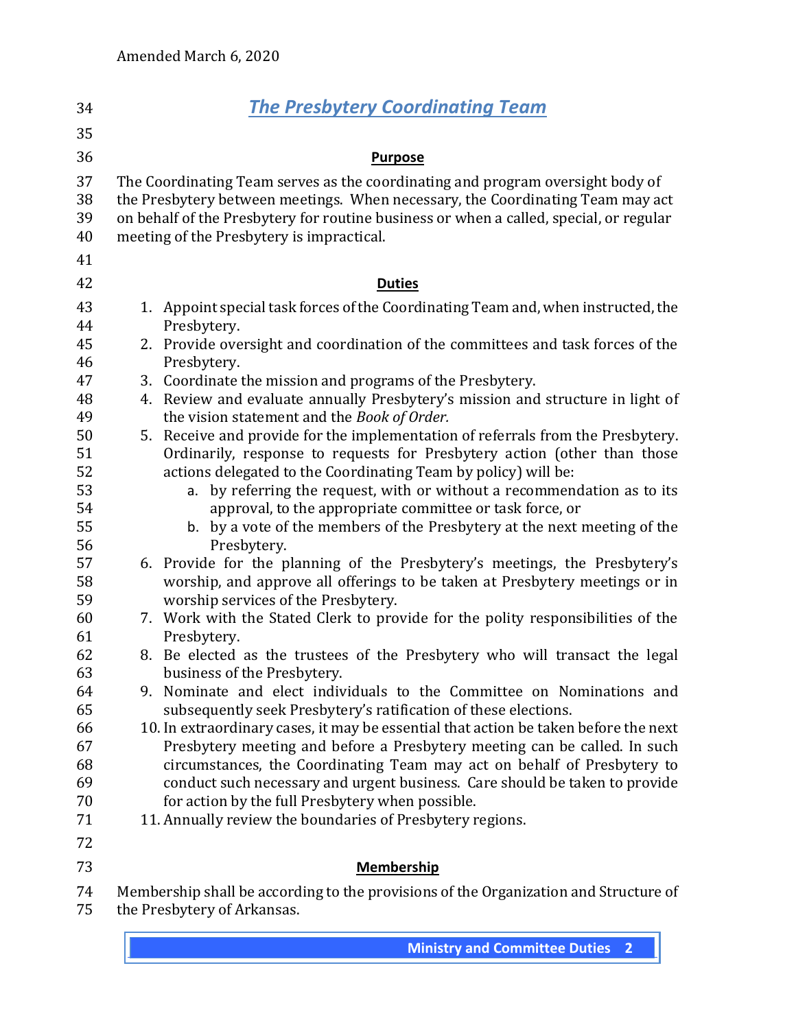## *The Presbytery Coordinating Team*

### Purpose

The Coordinating Team serves as the coordinating and program oversight body of the Presbytery between meetings. When necessary, the Coordinating Team may act on behalf of the Presbytery for routine business or when a called, special, or regular meeting of the Presbytery is impractical.

### Duties

1. Appoint special task forces of the Coordinating Team and, when instructed, the Presbytery.
2. Provide oversight and coordination of the committees and task forces of the Presbytery.
3. Coordinate the mission and programs of the Presbytery.
4. Review and evaluate annually Presbytery's mission and structure in light of the vision statement and the *Book of Order.*
5. Receive and provide for the implementation of referrals from the Presbytery. Ordinarily, response to requests for Presbytery action (other than those actions delegated to the Coordinating Team by policy) will be:
    a. by referring the request, with or without a recommendation as to its approval, to the appropriate committee or task force, or
    b. by a vote of the members of the Presbytery at the next meeting of the Presbytery.
6. Provide for the planning of the Presbytery's meetings, the Presbytery's worship, and approve all offerings to be taken at Presbytery meetings or in worship services of the Presbytery.
7. Work with the Stated Clerk to provide for the polity responsibilities of the Presbytery.
8. Be elected as the trustees of the Presbytery who will transact the legal business of the Presbytery.
9. Nominate and elect individuals to the Committee on Nominations and subsequently seek Presbytery's ratification of these elections.
10. In extraordinary cases, it may be essential that action be taken before the next Presbytery meeting and before a Presbytery meeting can be called. In such circumstances, the Coordinating Team may act on behalf of Presbytery to conduct such necessary and urgent business. Care should be taken to provide for action by the full Presbytery when possible.
11. Annually review the boundaries of Presbytery regions.

### Membership

Membership shall be according to the provisions of the Organization and Structure of the Presbytery of Arkansas.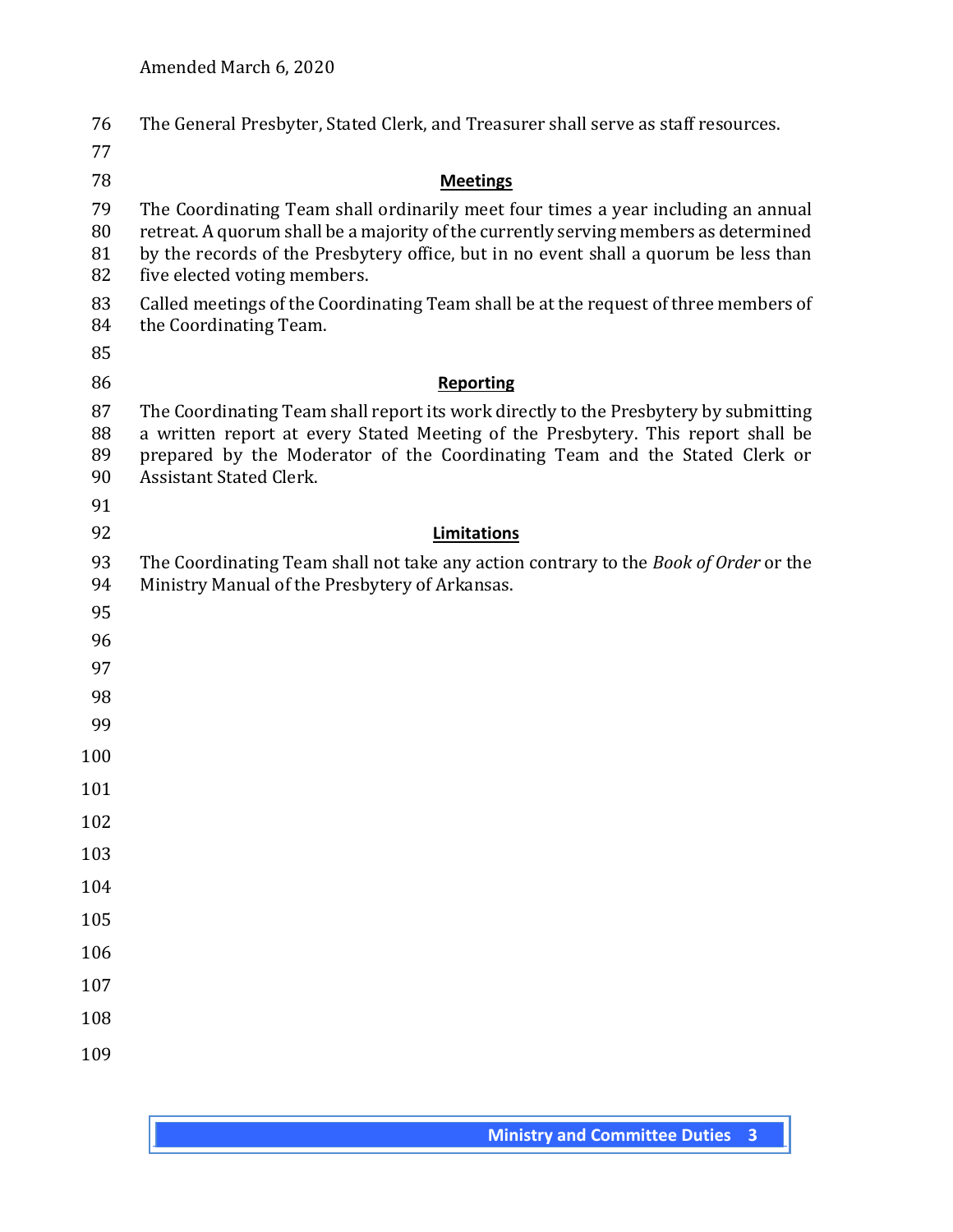The General Presbyter, Stated Clerk, and Treasurer shall serve as staff resources.

## Meetings

The Coordinating Team shall ordinarily meet four times a year including an annual retreat. A quorum shall be a majority of the currently serving members as determined by the records of the Presbytery office, but in no event shall a quorum be less than five elected voting members.

Called meetings of the Coordinating Team shall be at the request of three members of the Coordinating Team.

## Reporting

The Coordinating Team shall report its work directly to the Presbytery by submitting a written report at every Stated Meeting of the Presbytery. This report shall be prepared by the Moderator of the Coordinating Team and the Stated Clerk or Assistant Stated Clerk.

## Limitations

The Coordinating Team shall not take any action contrary to the *Book of Order* or the Ministry Manual of the Presbytery of Arkansas.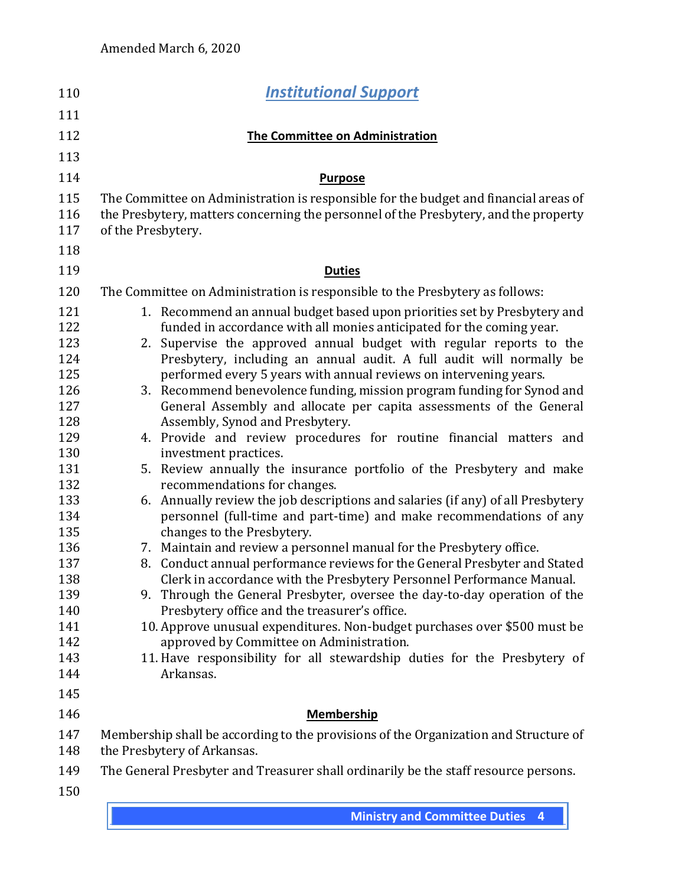## *Institutional Support*

### The Committee on Administration

#### Purpose

The Committee on Administration is responsible for the budget and financial areas of the Presbytery, matters concerning the personnel of the Presbytery, and the property of the Presbytery.

#### Duties

The Committee on Administration is responsible to the Presbytery as follows:

1. Recommend an annual budget based upon priorities set by Presbytery and funded in accordance with all monies anticipated for the coming year.
2. Supervise the approved annual budget with regular reports to the Presbytery, including an annual audit. A full audit will normally be performed every 5 years with annual reviews on intervening years.
3. Recommend benevolence funding, mission program funding for Synod and General Assembly and allocate per capita assessments of the General Assembly, Synod and Presbytery.
4. Provide and review procedures for routine financial matters and investment practices.
5. Review annually the insurance portfolio of the Presbytery and make recommendations for changes.
6. Annually review the job descriptions and salaries (if any) of all Presbytery personnel (full-time and part-time) and make recommendations of any changes to the Presbytery.
7. Maintain and review a personnel manual for the Presbytery office.
8. Conduct annual performance reviews for the General Presbyter and Stated Clerk in accordance with the Presbytery Personnel Performance Manual.
9. Through the General Presbyter, oversee the day-to-day operation of the Presbytery office and the treasurer's office.
10. Approve unusual expenditures. Non-budget purchases over $500 must be approved by Committee on Administration.
11. Have responsibility for all stewardship duties for the Presbytery of Arkansas.

#### Membership

Membership shall be according to the provisions of the Organization and Structure of the Presbytery of Arkansas.

The General Presbyter and Treasurer shall ordinarily be the staff resource persons.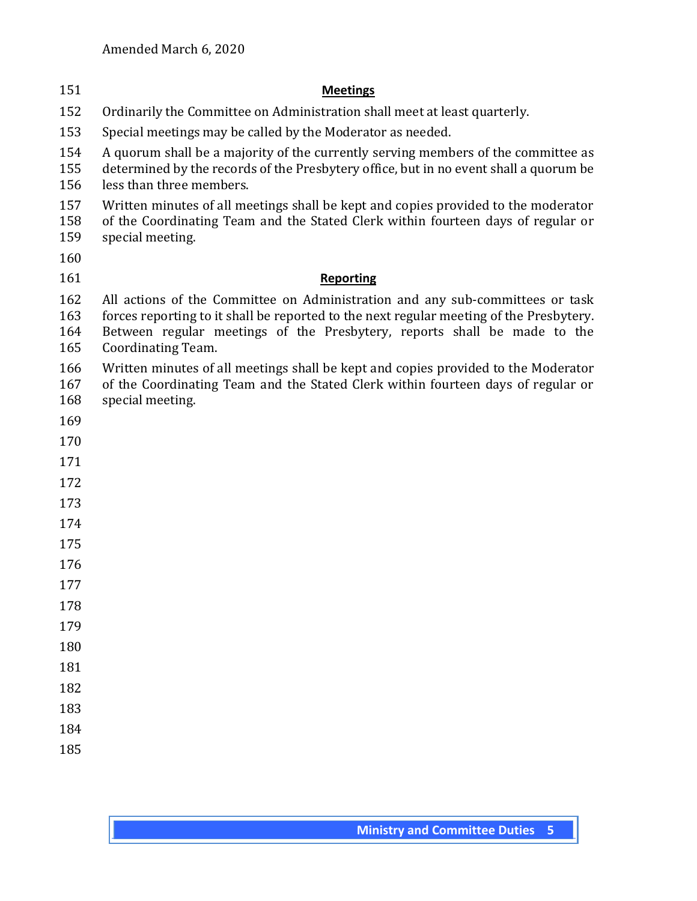## Meetings

Ordinarily the Committee on Administration shall meet at least quarterly.

Special meetings may be called by the Moderator as needed.

A quorum shall be a majority of the currently serving members of the committee as determined by the records of the Presbytery office, but in no event shall a quorum be less than three members.

Written minutes of all meetings shall be kept and copies provided to the moderator of the Coordinating Team and the Stated Clerk within fourteen days of regular or special meeting.

## Reporting

All actions of the Committee on Administration and any sub-committees or task forces reporting to it shall be reported to the next regular meeting of the Presbytery. Between regular meetings of the Presbytery, reports shall be made to the Coordinating Team.

Written minutes of all meetings shall be kept and copies provided to the Moderator of the Coordinating Team and the Stated Clerk within fourteen days of regular or special meeting.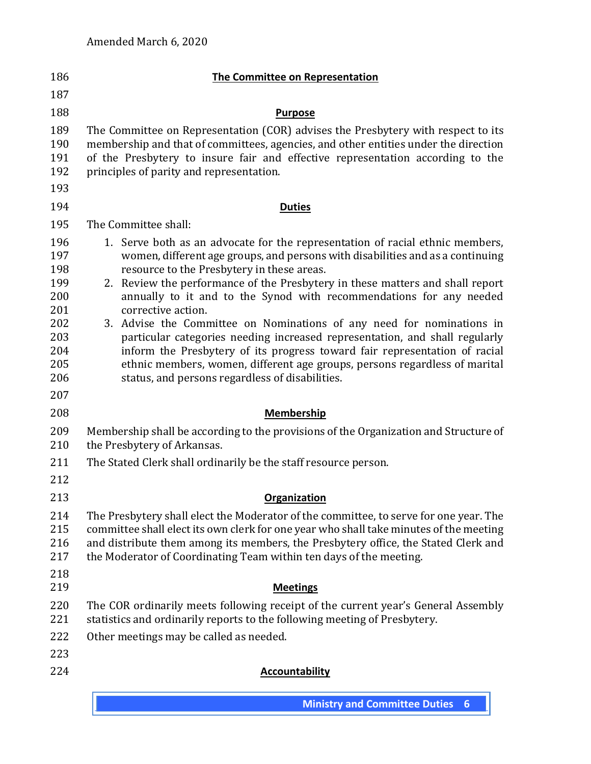## The Committee on Representation

### Purpose

The Committee on Representation (COR) advises the Presbytery with respect to its membership and that of committees, agencies, and other entities under the direction of the Presbytery to insure fair and effective representation according to the principles of parity and representation.

### Duties

The Committee shall:

1. Serve both as an advocate for the representation of racial ethnic members, women, different age groups, and persons with disabilities and as a continuing resource to the Presbytery in these areas.
2. Review the performance of the Presbytery in these matters and shall report annually to it and to the Synod with recommendations for any needed corrective action.
3. Advise the Committee on Nominations of any need for nominations in particular categories needing increased representation, and shall regularly inform the Presbytery of its progress toward fair representation of racial ethnic members, women, different age groups, persons regardless of marital status, and persons regardless of disabilities.

### Membership

Membership shall be according to the provisions of the Organization and Structure of the Presbytery of Arkansas.

The Stated Clerk shall ordinarily be the staff resource person.

### Organization

The Presbytery shall elect the Moderator of the committee, to serve for one year. The committee shall elect its own clerk for one year who shall take minutes of the meeting and distribute them among its members, the Presbytery office, the Stated Clerk and the Moderator of Coordinating Team within ten days of the meeting.

### Meetings

The COR ordinarily meets following receipt of the current year's General Assembly statistics and ordinarily reports to the following meeting of Presbytery.

Other meetings may be called as needed.

### Accountability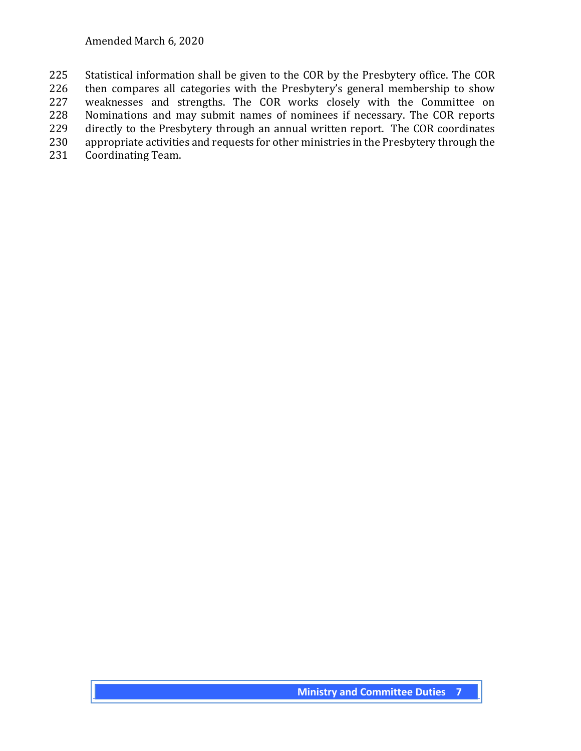Statistical information shall be given to the COR by the Presbytery office. The COR then compares all categories with the Presbytery's general membership to show weaknesses and strengths. The COR works closely with the Committee on Nominations and may submit names of nominees if necessary. The COR reports directly to the Presbytery through an annual written report. The COR coordinates appropriate activities and requests for other ministries in the Presbytery through the Coordinating Team.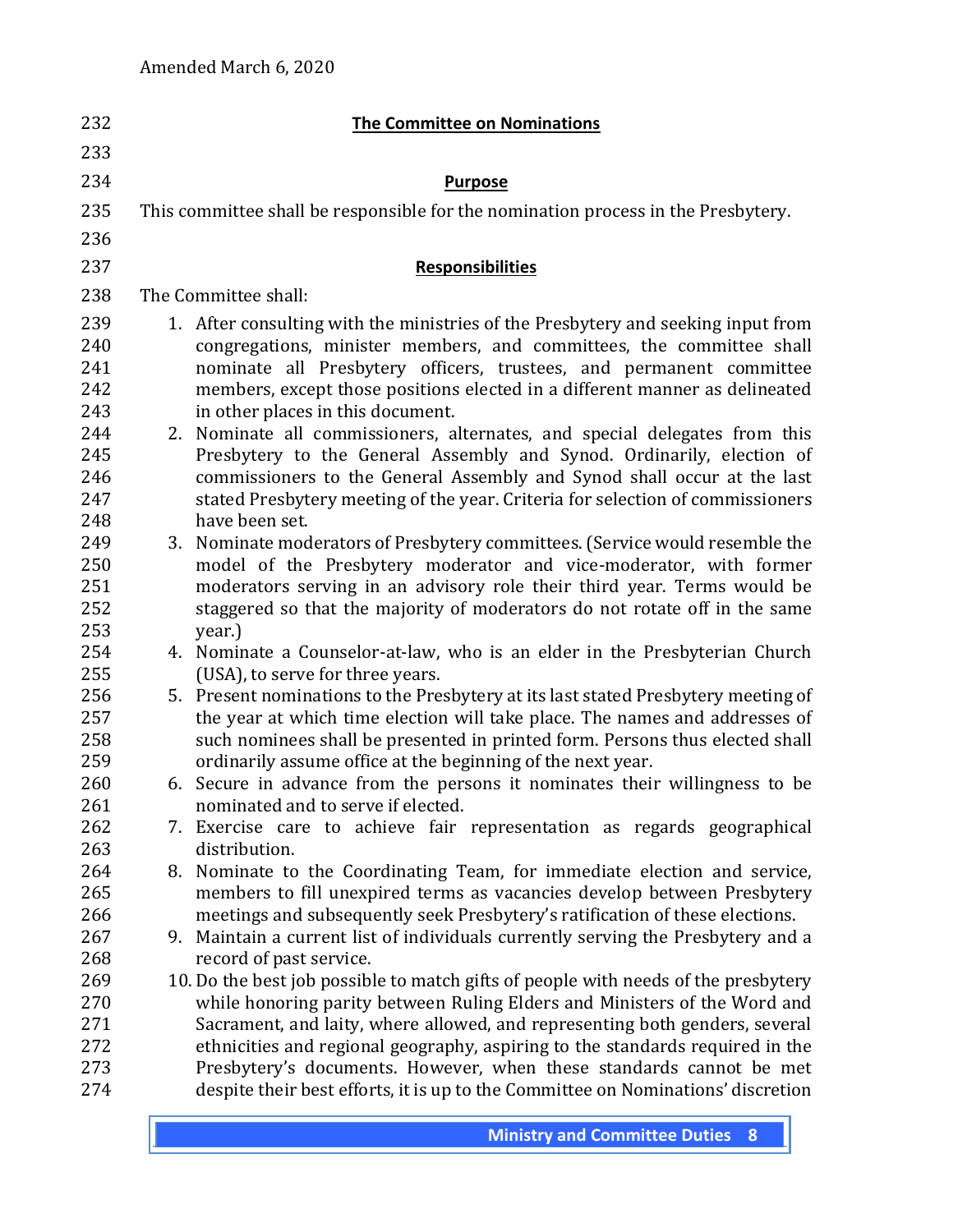## The Committee on Nominations

### Purpose

This committee shall be responsible for the nomination process in the Presbytery.

### Responsibilities

The Committee shall:

1. After consulting with the ministries of the Presbytery and seeking input from congregations, minister members, and committees, the committee shall nominate all Presbytery officers, trustees, and permanent committee members, except those positions elected in a different manner as delineated in other places in this document.
2. Nominate all commissioners, alternates, and special delegates from this Presbytery to the General Assembly and Synod. Ordinarily, election of commissioners to the General Assembly and Synod shall occur at the last stated Presbytery meeting of the year. Criteria for selection of commissioners have been set.
3. Nominate moderators of Presbytery committees. (Service would resemble the model of the Presbytery moderator and vice-moderator, with former moderators serving in an advisory role their third year. Terms would be staggered so that the majority of moderators do not rotate off in the same year.)
4. Nominate a Counselor-at-law, who is an elder in the Presbyterian Church (USA), to serve for three years.
5. Present nominations to the Presbytery at its last stated Presbytery meeting of the year at which time election will take place. The names and addresses of such nominees shall be presented in printed form. Persons thus elected shall ordinarily assume office at the beginning of the next year.
6. Secure in advance from the persons it nominates their willingness to be nominated and to serve if elected.
7. Exercise care to achieve fair representation as regards geographical distribution.
8. Nominate to the Coordinating Team, for immediate election and service, members to fill unexpired terms as vacancies develop between Presbytery meetings and subsequently seek Presbytery's ratification of these elections.
9. Maintain a current list of individuals currently serving the Presbytery and a record of past service.
10. Do the best job possible to match gifts of people with needs of the presbytery while honoring parity between Ruling Elders and Ministers of the Word and Sacrament, and laity, where allowed, and representing both genders, several ethnicities and regional geography, aspiring to the standards required in the Presbytery's documents. However, when these standards cannot be met despite their best efforts, it is up to the Committee on Nominations' discretion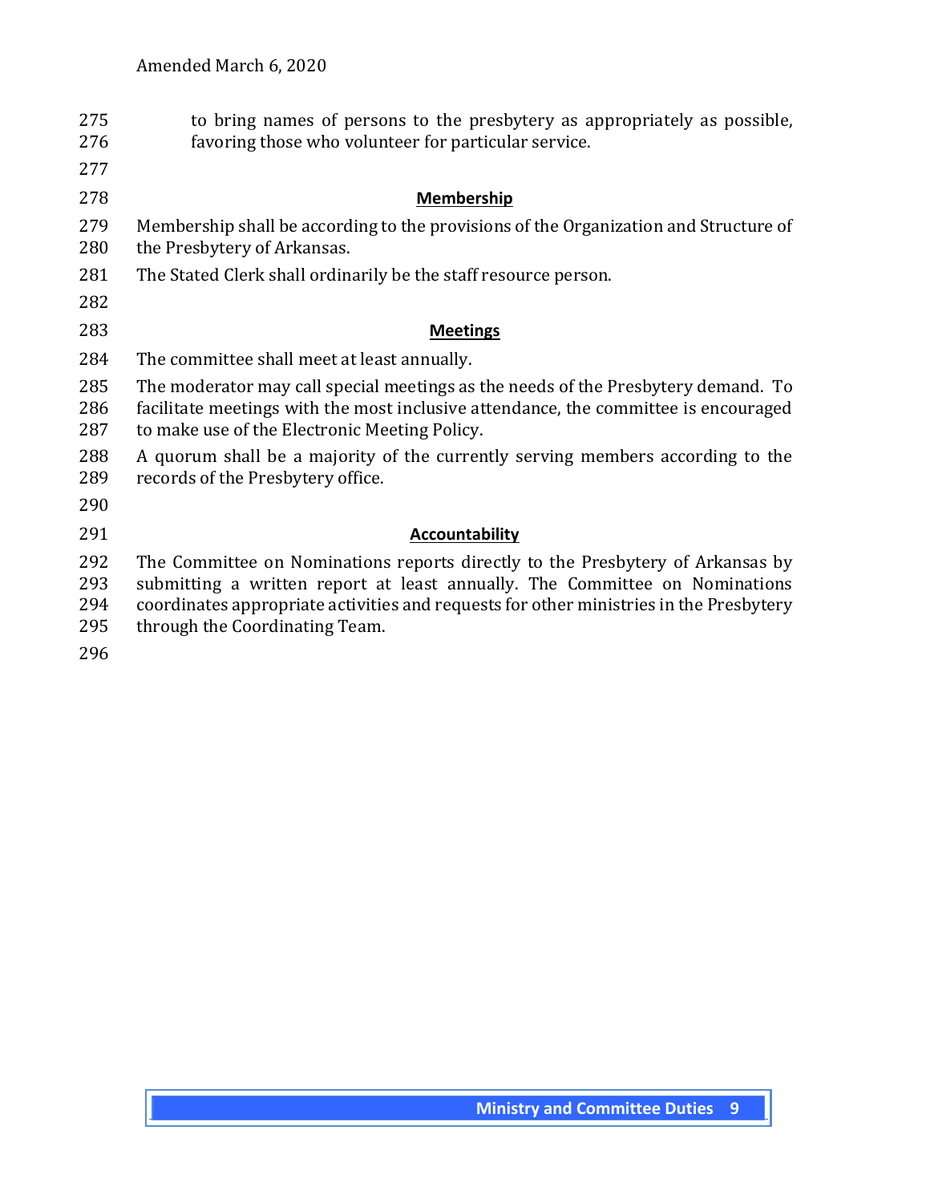to bring names of persons to the presbytery as appropriately as possible, favoring those who volunteer for particular service.

### Membership

Membership shall be according to the provisions of the Organization and Structure of the Presbytery of Arkansas.

The Stated Clerk shall ordinarily be the staff resource person.

### Meetings

The committee shall meet at least annually.

The moderator may call special meetings as the needs of the Presbytery demand. To facilitate meetings with the most inclusive attendance, the committee is encouraged to make use of the Electronic Meeting Policy.

A quorum shall be a majority of the currently serving members according to the records of the Presbytery office.

### Accountability

The Committee on Nominations reports directly to the Presbytery of Arkansas by submitting a written report at least annually. The Committee on Nominations coordinates appropriate activities and requests for other ministries in the Presbytery through the Coordinating Team.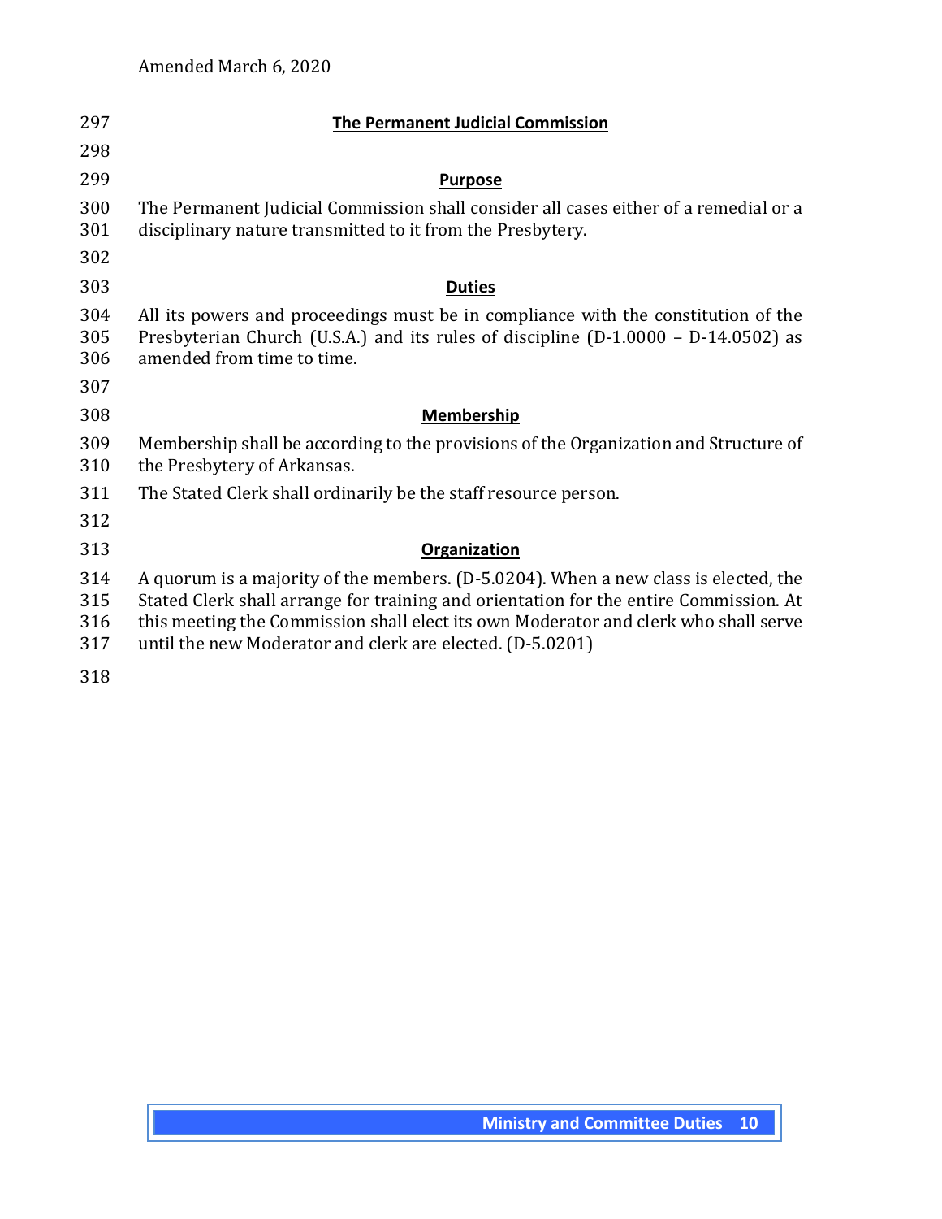## The Permanent Judicial Commission

### Purpose

The Permanent Judicial Commission shall consider all cases either of a remedial or a disciplinary nature transmitted to it from the Presbytery.

### Duties

All its powers and proceedings must be in compliance with the constitution of the Presbyterian Church (U.S.A.) and its rules of discipline (D-1.0000 – D-14.0502) as amended from time to time.

### Membership

Membership shall be according to the provisions of the Organization and Structure of the Presbytery of Arkansas.

The Stated Clerk shall ordinarily be the staff resource person.

### Organization

A quorum is a majority of the members. (D-5.0204). When a new class is elected, the Stated Clerk shall arrange for training and orientation for the entire Commission. At this meeting the Commission shall elect its own Moderator and clerk who shall serve until the new Moderator and clerk are elected. (D-5.0201)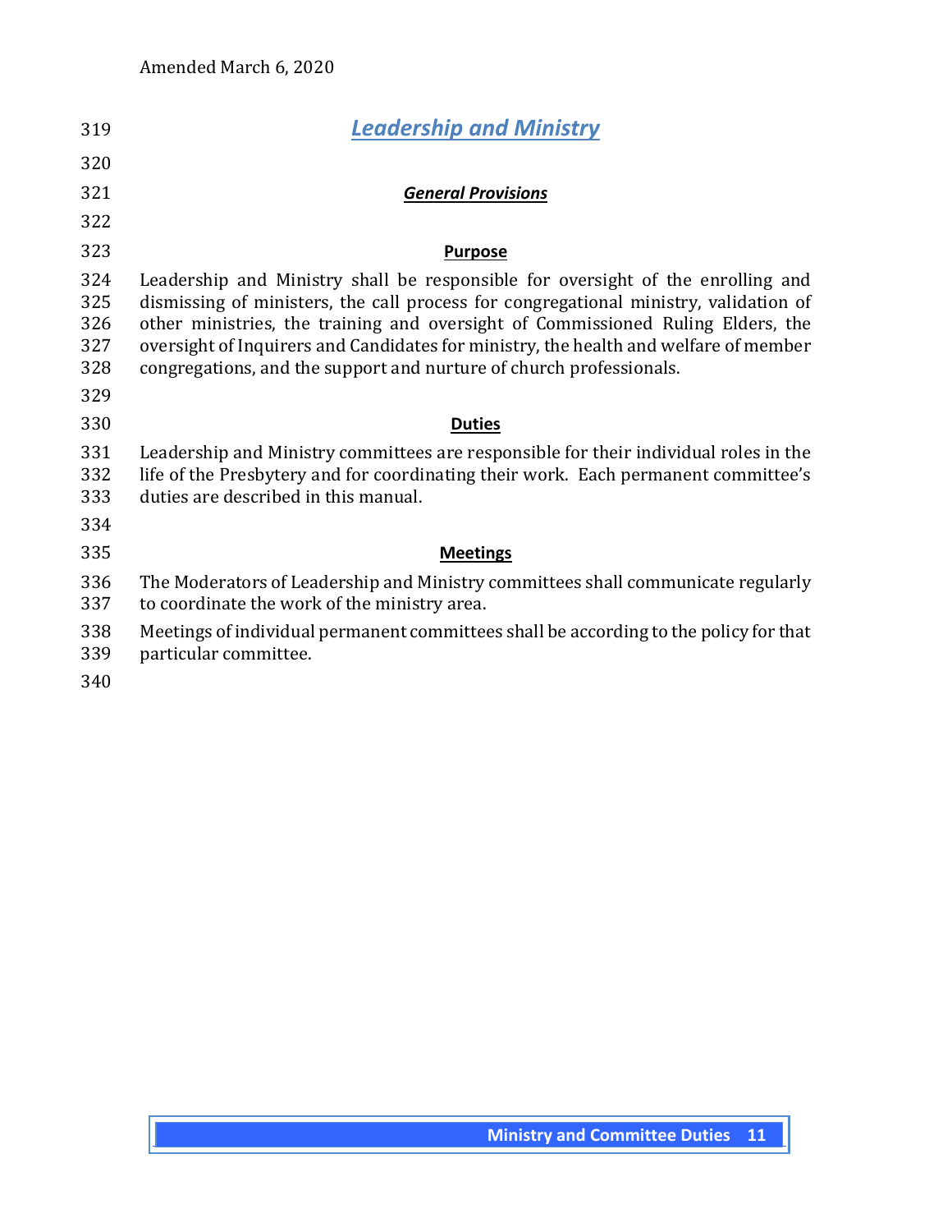Amended March 6, 2020

# *Leadership and Ministry*

## *General Provisions*

### Purpose

Leadership and Ministry shall be responsible for oversight of the enrolling and dismissing of ministers, the call process for congregational ministry, validation of other ministries, the training and oversight of Commissioned Ruling Elders, the oversight of Inquirers and Candidates for ministry, the health and welfare of member congregations, and the support and nurture of church professionals.

### Duties

Leadership and Ministry committees are responsible for their individual roles in the life of the Presbytery and for coordinating their work. Each permanent committee's duties are described in this manual.

### Meetings

The Moderators of Leadership and Ministry committees shall communicate regularly to coordinate the work of the ministry area.

Meetings of individual permanent committees shall be according to the policy for that particular committee.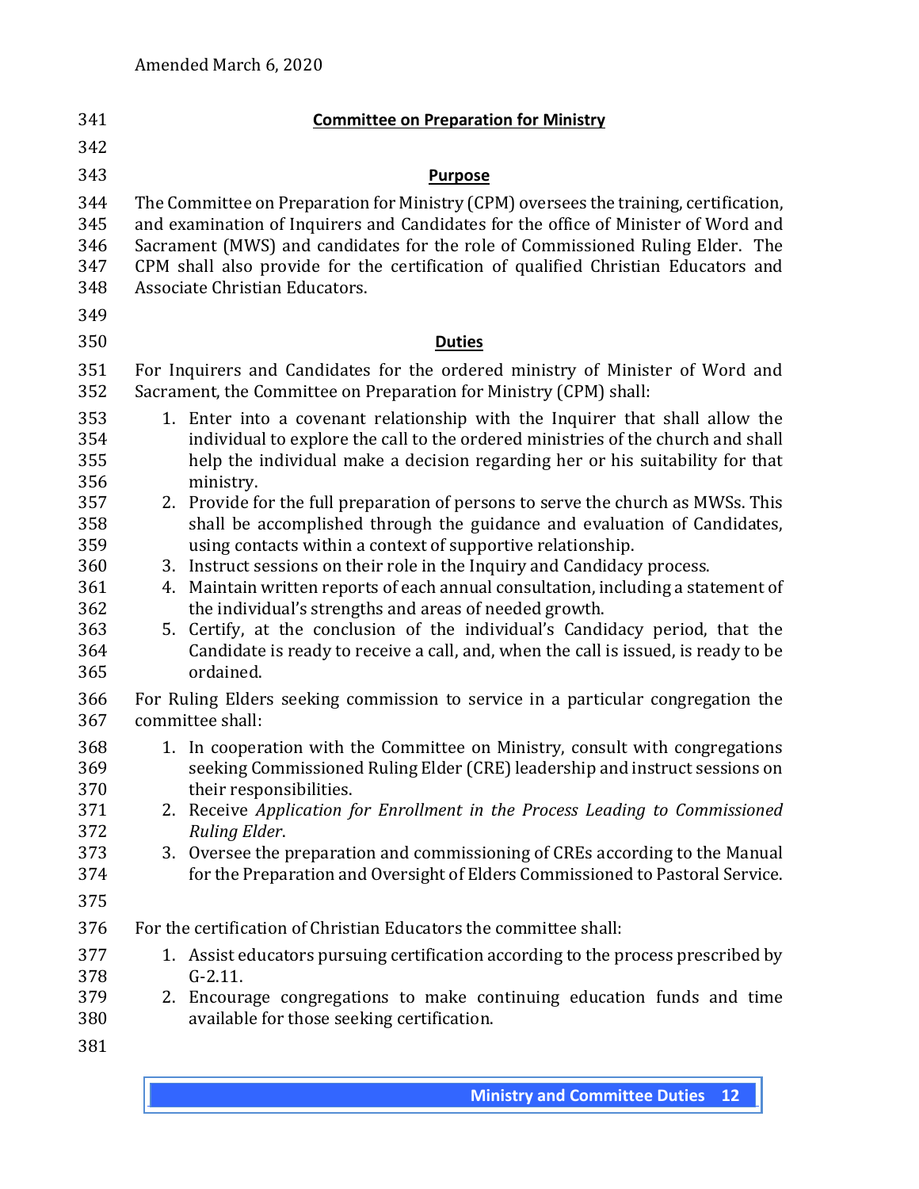## Committee on Preparation for Ministry

### Purpose

The Committee on Preparation for Ministry (CPM) oversees the training, certification, and examination of Inquirers and Candidates for the office of Minister of Word and Sacrament (MWS) and candidates for the role of Commissioned Ruling Elder. The CPM shall also provide for the certification of qualified Christian Educators and Associate Christian Educators.

### Duties

For Inquirers and Candidates for the ordered ministry of Minister of Word and Sacrament, the Committee on Preparation for Ministry (CPM) shall:

1. Enter into a covenant relationship with the Inquirer that shall allow the individual to explore the call to the ordered ministries of the church and shall help the individual make a decision regarding her or his suitability for that ministry.
2. Provide for the full preparation of persons to serve the church as MWSs. This shall be accomplished through the guidance and evaluation of Candidates, using contacts within a context of supportive relationship.
3. Instruct sessions on their role in the Inquiry and Candidacy process.
4. Maintain written reports of each annual consultation, including a statement of the individual's strengths and areas of needed growth.
5. Certify, at the conclusion of the individual's Candidacy period, that the Candidate is ready to receive a call, and, when the call is issued, is ready to be ordained.

For Ruling Elders seeking commission to service in a particular congregation the committee shall:

1. In cooperation with the Committee on Ministry, consult with congregations seeking Commissioned Ruling Elder (CRE) leadership and instruct sessions on their responsibilities.
2. Receive *Application for Enrollment in the Process Leading to Commissioned Ruling Elder*.
3. Oversee the preparation and commissioning of CREs according to the Manual for the Preparation and Oversight of Elders Commissioned to Pastoral Service.

For the certification of Christian Educators the committee shall:

1. Assist educators pursuing certification according to the process prescribed by G-2.11.
2. Encourage congregations to make continuing education funds and time available for those seeking certification.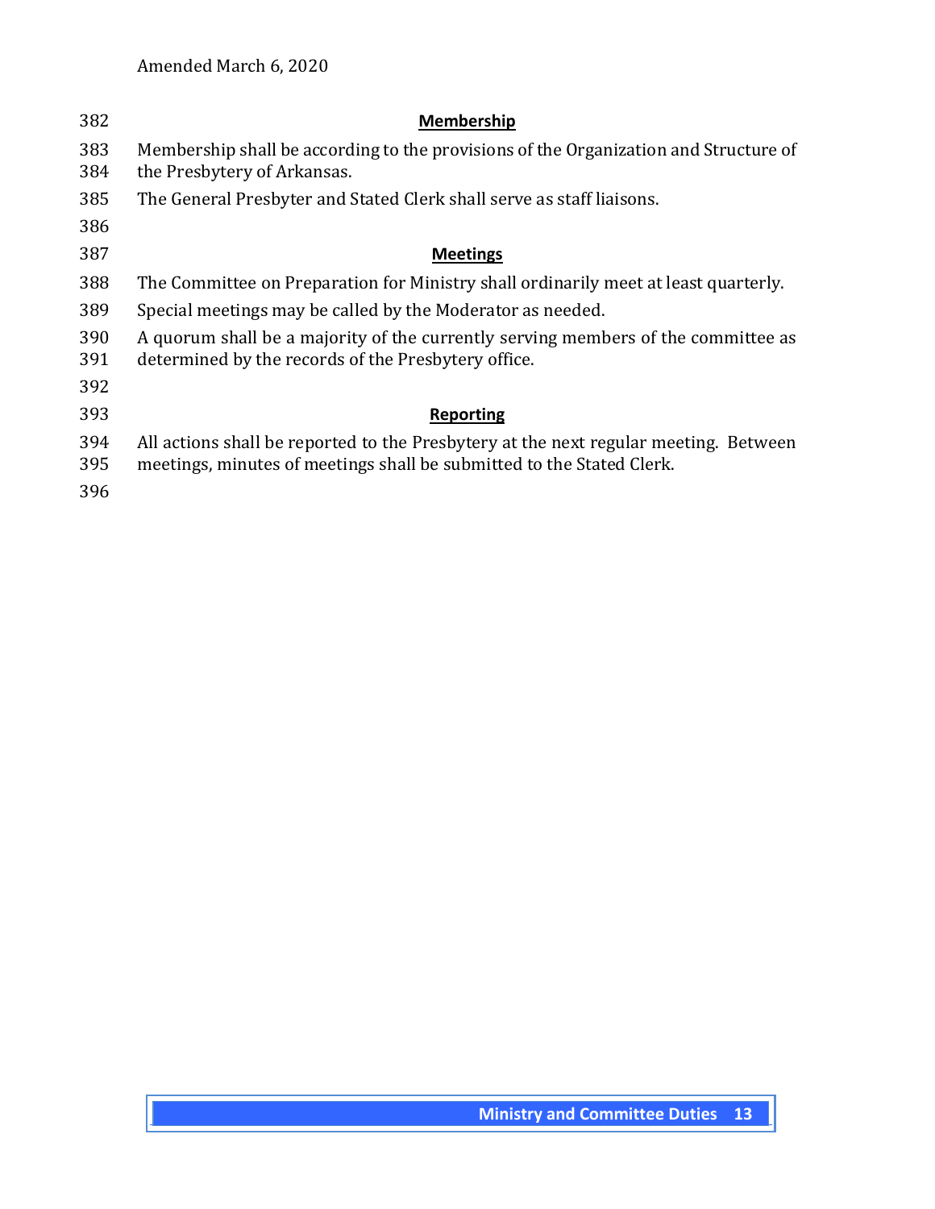### Membership

Membership shall be according to the provisions of the Organization and Structure of the Presbytery of Arkansas.

The General Presbyter and Stated Clerk shall serve as staff liaisons.

### Meetings

The Committee on Preparation for Ministry shall ordinarily meet at least quarterly.

Special meetings may be called by the Moderator as needed.

A quorum shall be a majority of the currently serving members of the committee as determined by the records of the Presbytery office.

### Reporting

All actions shall be reported to the Presbytery at the next regular meeting. Between meetings, minutes of meetings shall be submitted to the Stated Clerk.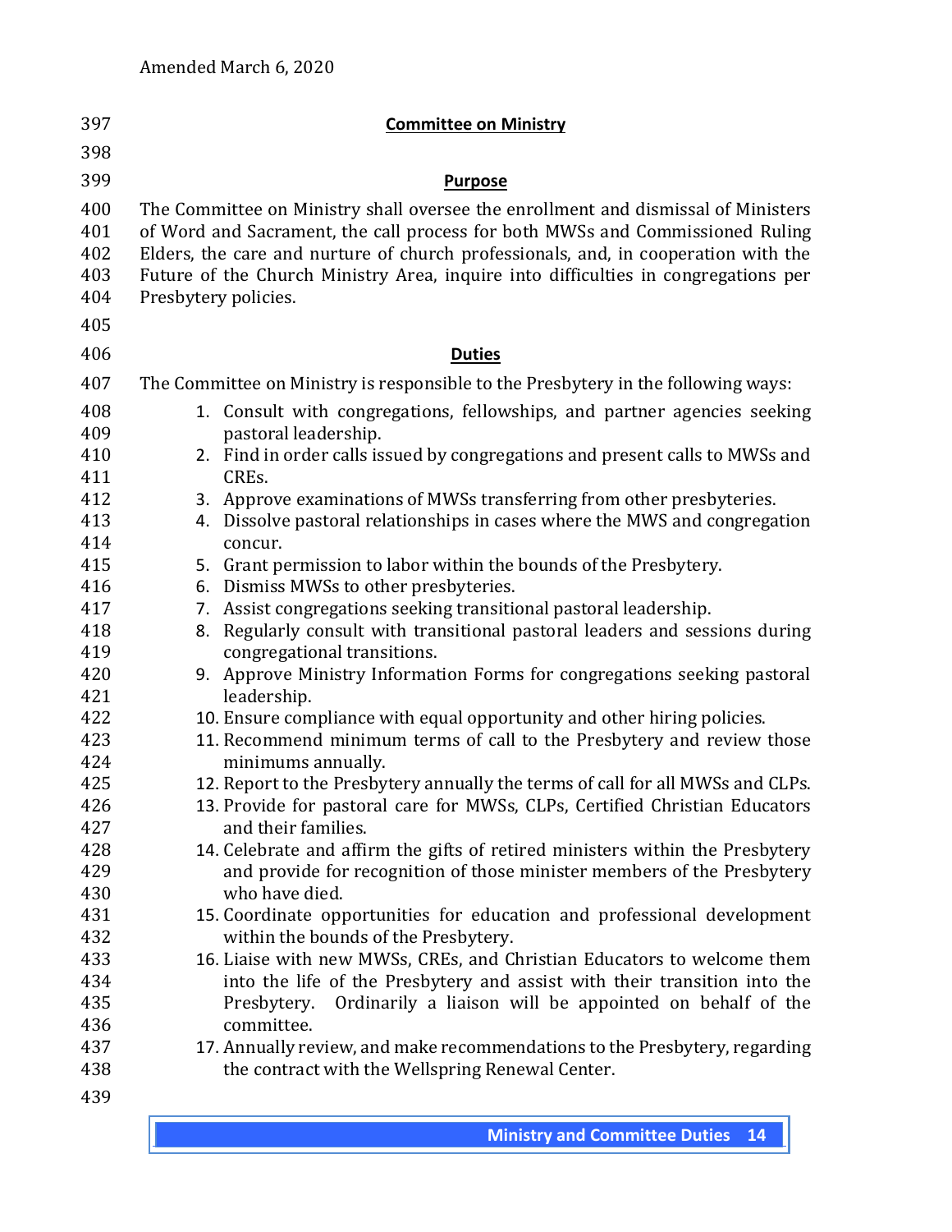## Committee on Ministry

### Purpose

The Committee on Ministry shall oversee the enrollment and dismissal of Ministers of Word and Sacrament, the call process for both MWSs and Commissioned Ruling Elders, the care and nurture of church professionals, and, in cooperation with the Future of the Church Ministry Area, inquire into difficulties in congregations per Presbytery policies.

### Duties

The Committee on Ministry is responsible to the Presbytery in the following ways:

1. Consult with congregations, fellowships, and partner agencies seeking pastoral leadership.
2. Find in order calls issued by congregations and present calls to MWSs and CREs.
3. Approve examinations of MWSs transferring from other presbyteries.
4. Dissolve pastoral relationships in cases where the MWS and congregation concur.
5. Grant permission to labor within the bounds of the Presbytery.
6. Dismiss MWSs to other presbyteries.
7. Assist congregations seeking transitional pastoral leadership.
8. Regularly consult with transitional pastoral leaders and sessions during congregational transitions.
9. Approve Ministry Information Forms for congregations seeking pastoral leadership.
10. Ensure compliance with equal opportunity and other hiring policies.
11. Recommend minimum terms of call to the Presbytery and review those minimums annually.
12. Report to the Presbytery annually the terms of call for all MWSs and CLPs.
13. Provide for pastoral care for MWSs, CLPs, Certified Christian Educators and their families.
14. Celebrate and affirm the gifts of retired ministers within the Presbytery and provide for recognition of those minister members of the Presbytery who have died.
15. Coordinate opportunities for education and professional development within the bounds of the Presbytery.
16. Liaise with new MWSs, CREs, and Christian Educators to welcome them into the life of the Presbytery and assist with their transition into the Presbytery. Ordinarily a liaison will be appointed on behalf of the committee.
17. Annually review, and make recommendations to the Presbytery, regarding the contract with the Wellspring Renewal Center.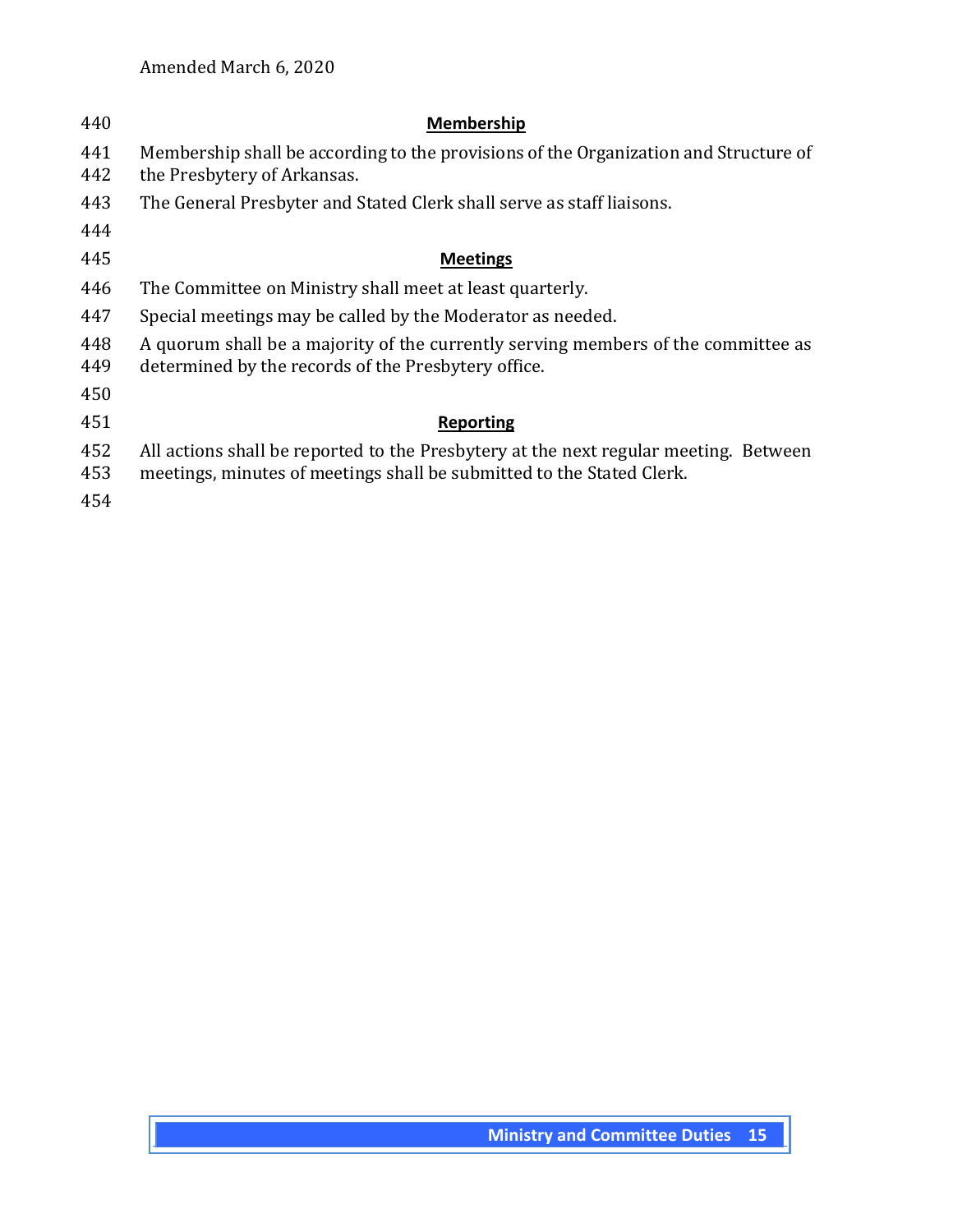Amended March 6, 2020

**Membership**

Membership shall be according to the provisions of the Organization and Structure of the Presbytery of Arkansas.

The General Presbyter and Stated Clerk shall serve as staff liaisons.

**Meetings**

The Committee on Ministry shall meet at least quarterly.

Special meetings may be called by the Moderator as needed.

A quorum shall be a majority of the currently serving members of the committee as determined by the records of the Presbytery office.

**Reporting**

All actions shall be reported to the Presbytery at the next regular meeting. Between meetings, minutes of meetings shall be submitted to the Stated Clerk.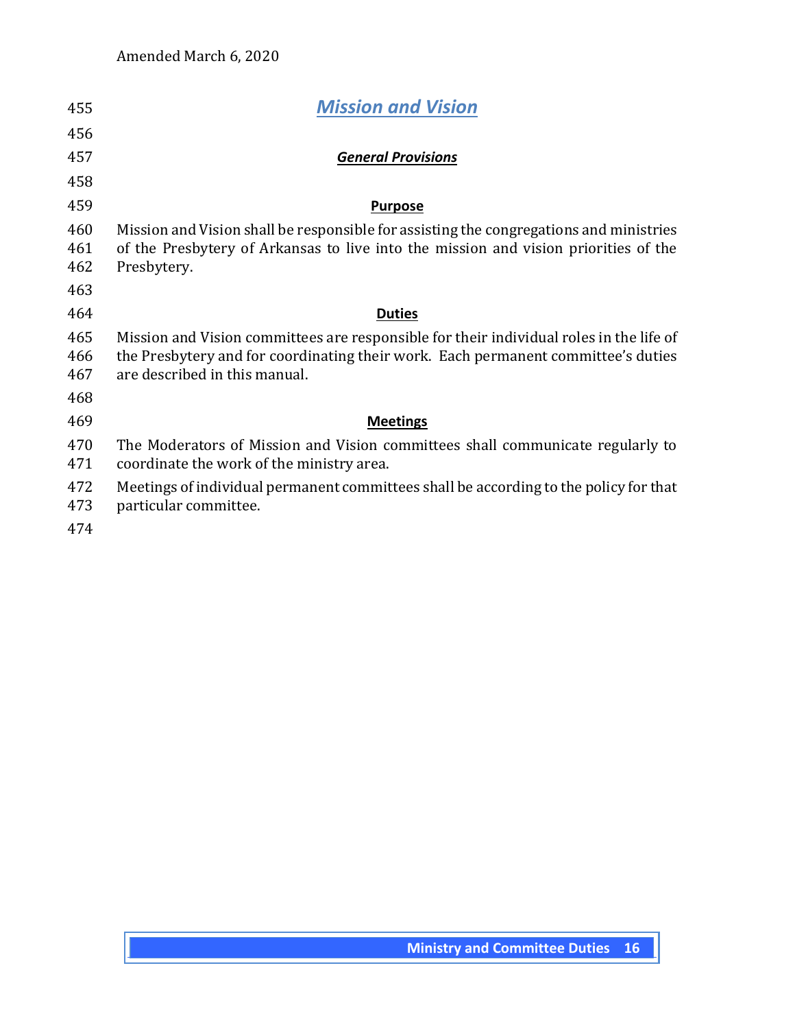# Mission and Vision

## General Provisions

### Purpose

Mission and Vision shall be responsible for assisting the congregations and ministries of the Presbytery of Arkansas to live into the mission and vision priorities of the Presbytery.

### Duties

Mission and Vision committees are responsible for their individual roles in the life of the Presbytery and for coordinating their work. Each permanent committee's duties are described in this manual.

### Meetings

The Moderators of Mission and Vision committees shall communicate regularly to coordinate the work of the ministry area.

Meetings of individual permanent committees shall be according to the policy for that particular committee.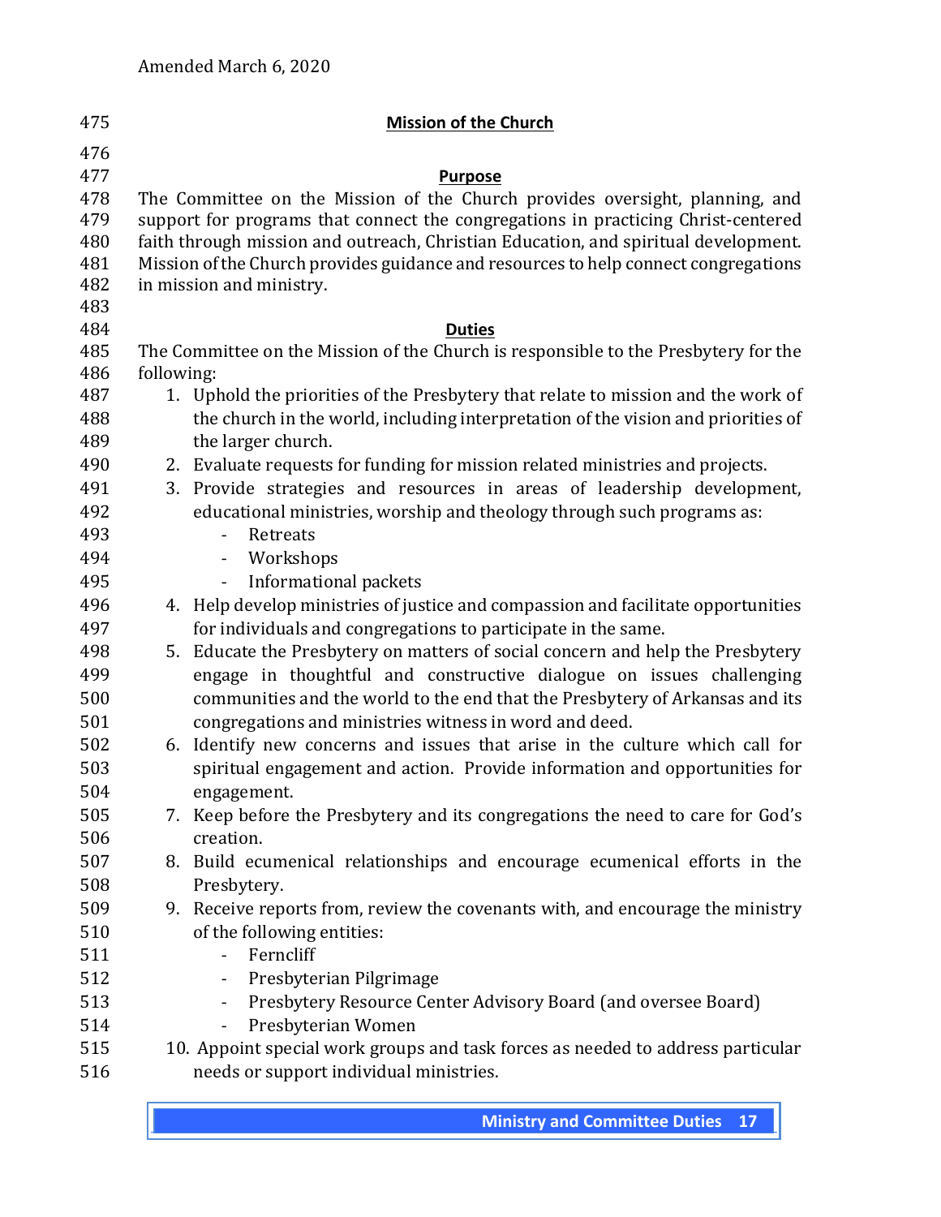## Mission of the Church

### Purpose

The Committee on the Mission of the Church provides oversight, planning, and support for programs that connect the congregations in practicing Christ-centered faith through mission and outreach, Christian Education, and spiritual development. Mission of the Church provides guidance and resources to help connect congregations in mission and ministry.

### Duties

The Committee on the Mission of the Church is responsible to the Presbytery for the following:

1. Uphold the priorities of the Presbytery that relate to mission and the work of the church in the world, including interpretation of the vision and priorities of the larger church.
2. Evaluate requests for funding for mission related ministries and projects.
3. Provide strategies and resources in areas of leadership development, educational ministries, worship and theology through such programs as:
   - Retreats
   - Workshops
   - Informational packets
4. Help develop ministries of justice and compassion and facilitate opportunities for individuals and congregations to participate in the same.
5. Educate the Presbytery on matters of social concern and help the Presbytery engage in thoughtful and constructive dialogue on issues challenging communities and the world to the end that the Presbytery of Arkansas and its congregations and ministries witness in word and deed.
6. Identify new concerns and issues that arise in the culture which call for spiritual engagement and action. Provide information and opportunities for engagement.
7. Keep before the Presbytery and its congregations the need to care for God's creation.
8. Build ecumenical relationships and encourage ecumenical efforts in the Presbytery.
9. Receive reports from, review the covenants with, and encourage the ministry of the following entities:
   - Ferncliff
   - Presbyterian Pilgrimage
   - Presbytery Resource Center Advisory Board (and oversee Board)
   - Presbyterian Women
10. Appoint special work groups and task forces as needed to address particular needs or support individual ministries.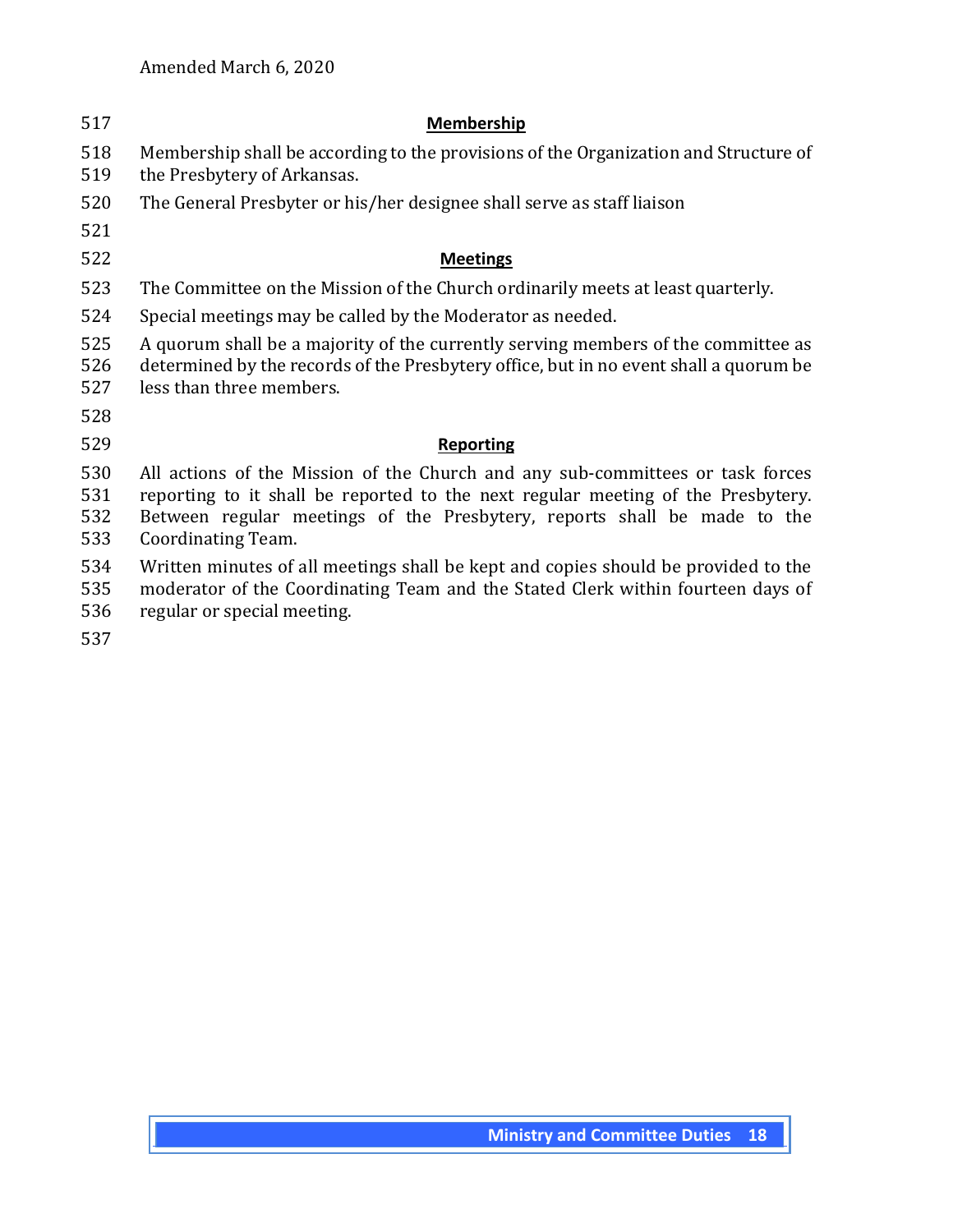### Membership

Membership shall be according to the provisions of the Organization and Structure of the Presbytery of Arkansas.

The General Presbyter or his/her designee shall serve as staff liaison

### Meetings

The Committee on the Mission of the Church ordinarily meets at least quarterly.

Special meetings may be called by the Moderator as needed.

A quorum shall be a majority of the currently serving members of the committee as determined by the records of the Presbytery office, but in no event shall a quorum be less than three members.

### Reporting

All actions of the Mission of the Church and any sub-committees or task forces reporting to it shall be reported to the next regular meeting of the Presbytery. Between regular meetings of the Presbytery, reports shall be made to the Coordinating Team.

Written minutes of all meetings shall be kept and copies should be provided to the moderator of the Coordinating Team and the Stated Clerk within fourteen days of regular or special meeting.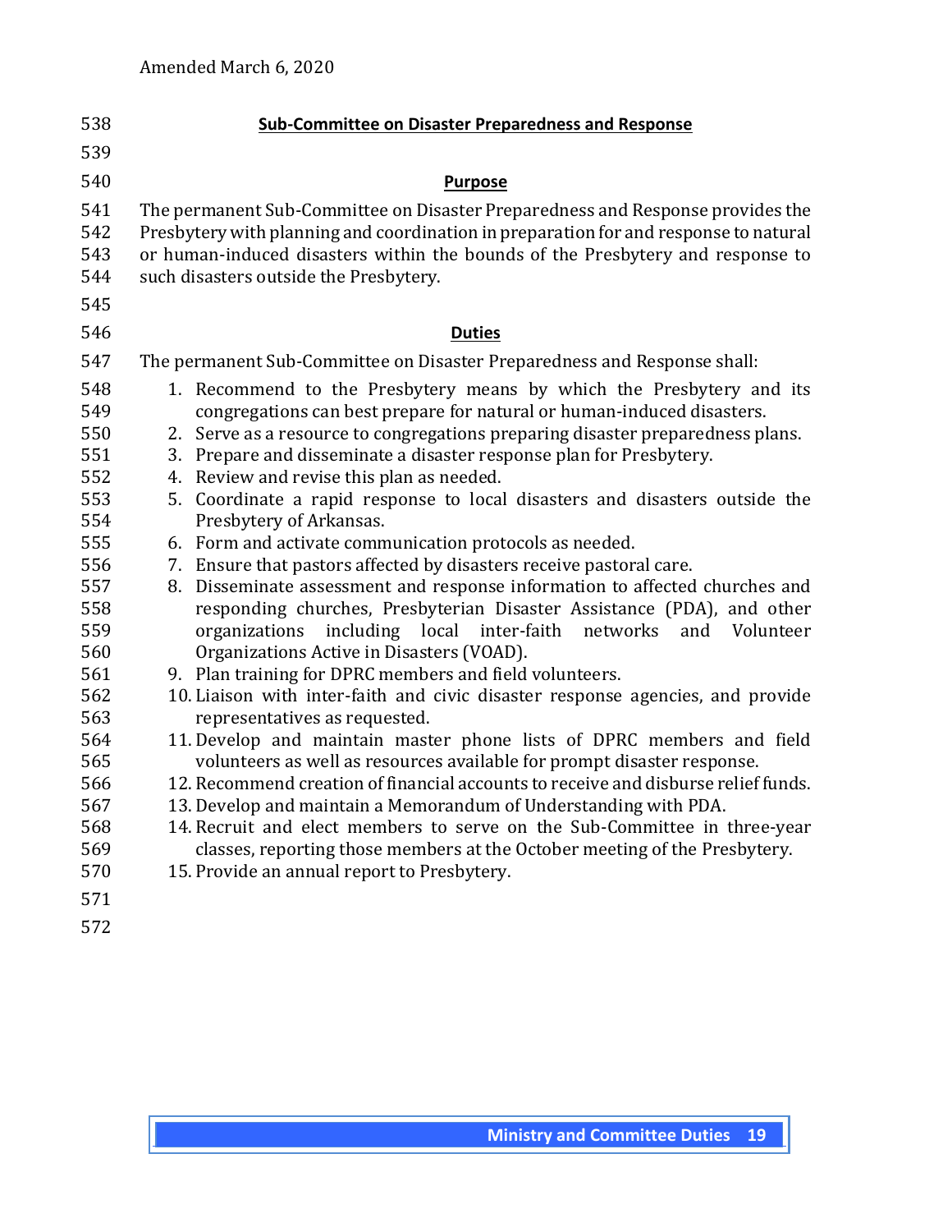## Sub-Committee on Disaster Preparedness and Response

### Purpose

The permanent Sub-Committee on Disaster Preparedness and Response provides the Presbytery with planning and coordination in preparation for and response to natural or human-induced disasters within the bounds of the Presbytery and response to such disasters outside the Presbytery.

### Duties

The permanent Sub-Committee on Disaster Preparedness and Response shall:

1. Recommend to the Presbytery means by which the Presbytery and its congregations can best prepare for natural or human-induced disasters.
2. Serve as a resource to congregations preparing disaster preparedness plans.
3. Prepare and disseminate a disaster response plan for Presbytery.
4. Review and revise this plan as needed.
5. Coordinate a rapid response to local disasters and disasters outside the Presbytery of Arkansas.
6. Form and activate communication protocols as needed.
7. Ensure that pastors affected by disasters receive pastoral care.
8. Disseminate assessment and response information to affected churches and responding churches, Presbyterian Disaster Assistance (PDA), and other organizations including local inter-faith networks and Volunteer Organizations Active in Disasters (VOAD).
9. Plan training for DPRC members and field volunteers.
10. Liaison with inter-faith and civic disaster response agencies, and provide representatives as requested.
11. Develop and maintain master phone lists of DPRC members and field volunteers as well as resources available for prompt disaster response.
12. Recommend creation of financial accounts to receive and disburse relief funds.
13. Develop and maintain a Memorandum of Understanding with PDA.
14. Recruit and elect members to serve on the Sub-Committee in three-year classes, reporting those members at the October meeting of the Presbytery.
15. Provide an annual report to Presbytery.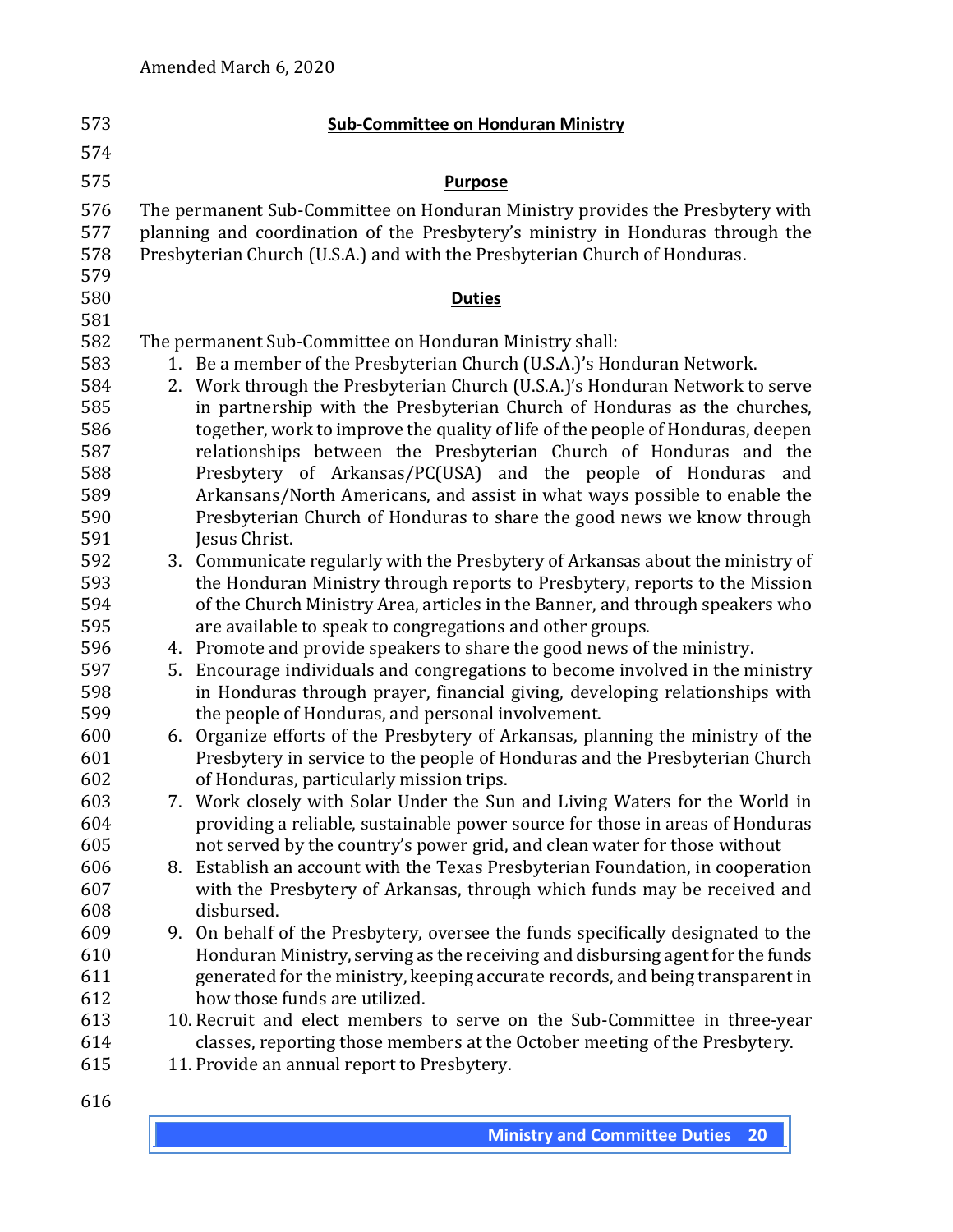## Sub-Committee on Honduran Ministry

### Purpose

The permanent Sub-Committee on Honduran Ministry provides the Presbytery with planning and coordination of the Presbytery's ministry in Honduras through the Presbyterian Church (U.S.A.) and with the Presbyterian Church of Honduras.

### Duties

The permanent Sub-Committee on Honduran Ministry shall:

1. Be a member of the Presbyterian Church (U.S.A.)'s Honduran Network.
2. Work through the Presbyterian Church (U.S.A.)'s Honduran Network to serve in partnership with the Presbyterian Church of Honduras as the churches, together, work to improve the quality of life of the people of Honduras, deepen relationships between the Presbyterian Church of Honduras and the Presbytery of Arkansas/PC(USA) and the people of Honduras and Arkansans/North Americans, and assist in what ways possible to enable the Presbyterian Church of Honduras to share the good news we know through Jesus Christ.
3. Communicate regularly with the Presbytery of Arkansas about the ministry of the Honduran Ministry through reports to Presbytery, reports to the Mission of the Church Ministry Area, articles in the Banner, and through speakers who are available to speak to congregations and other groups.
4. Promote and provide speakers to share the good news of the ministry.
5. Encourage individuals and congregations to become involved in the ministry in Honduras through prayer, financial giving, developing relationships with the people of Honduras, and personal involvement.
6. Organize efforts of the Presbytery of Arkansas, planning the ministry of the Presbytery in service to the people of Honduras and the Presbyterian Church of Honduras, particularly mission trips.
7. Work closely with Solar Under the Sun and Living Waters for the World in providing a reliable, sustainable power source for those in areas of Honduras not served by the country's power grid, and clean water for those without
8. Establish an account with the Texas Presbyterian Foundation, in cooperation with the Presbytery of Arkansas, through which funds may be received and disbursed.
9. On behalf of the Presbytery, oversee the funds specifically designated to the Honduran Ministry, serving as the receiving and disbursing agent for the funds generated for the ministry, keeping accurate records, and being transparent in how those funds are utilized.
10. Recruit and elect members to serve on the Sub-Committee in three-year classes, reporting those members at the October meeting of the Presbytery.
11. Provide an annual report to Presbytery.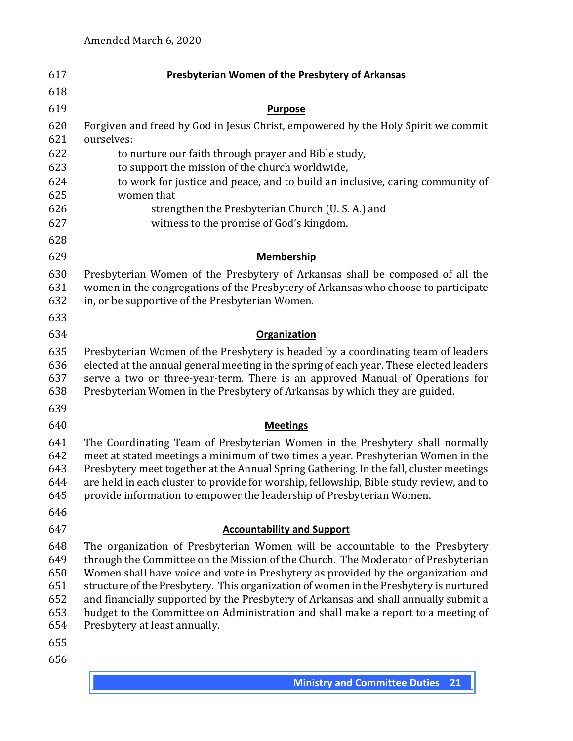## Presbyterian Women of the Presbytery of Arkansas

### Purpose

Forgiven and freed by God in Jesus Christ, empowered by the Holy Spirit we commit ourselves:

- to nurture our faith through prayer and Bible study,
- to support the mission of the church worldwide,
- to work for justice and peace, and to build an inclusive, caring community of women that
  - strengthen the Presbyterian Church (U. S. A.) and
  - witness to the promise of God's kingdom.

### Membership

Presbyterian Women of the Presbytery of Arkansas shall be composed of all the women in the congregations of the Presbytery of Arkansas who choose to participate in, or be supportive of the Presbyterian Women.

### Organization

Presbyterian Women of the Presbytery is headed by a coordinating team of leaders elected at the annual general meeting in the spring of each year. These elected leaders serve a two or three-year-term. There is an approved Manual of Operations for Presbyterian Women in the Presbytery of Arkansas by which they are guided.

### Meetings

The Coordinating Team of Presbyterian Women in the Presbytery shall normally meet at stated meetings a minimum of two times a year. Presbyterian Women in the Presbytery meet together at the Annual Spring Gathering. In the fall, cluster meetings are held in each cluster to provide for worship, fellowship, Bible study review, and to provide information to empower the leadership of Presbyterian Women.

### Accountability and Support

The organization of Presbyterian Women will be accountable to the Presbytery through the Committee on the Mission of the Church. The Moderator of Presbyterian Women shall have voice and vote in Presbytery as provided by the organization and structure of the Presbytery. This organization of women in the Presbytery is nurtured and financially supported by the Presbytery of Arkansas and shall annually submit a budget to the Committee on Administration and shall make a report to a meeting of Presbytery at least annually.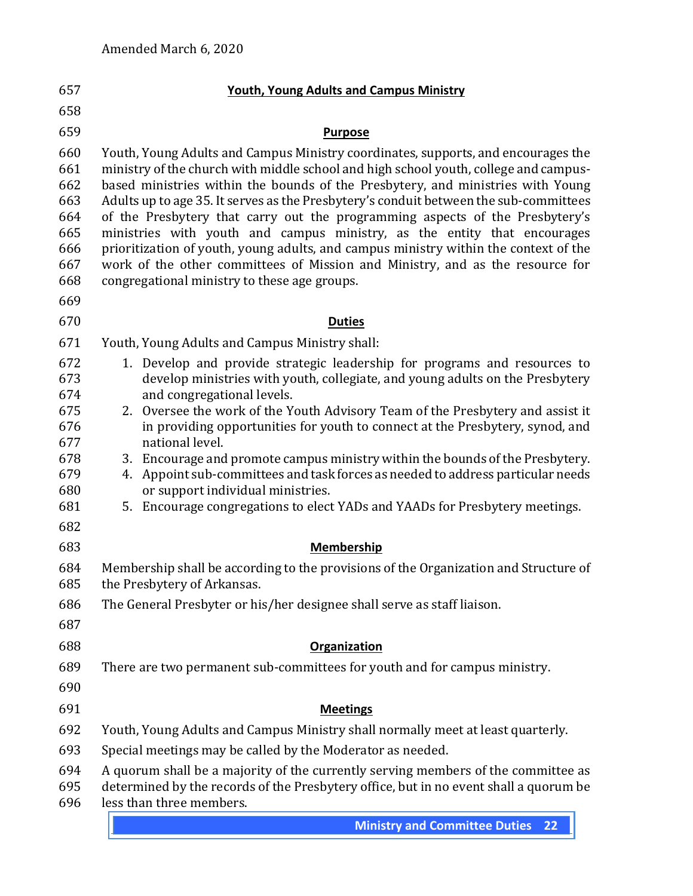## Youth, Young Adults and Campus Ministry

### Purpose

Youth, Young Adults and Campus Ministry coordinates, supports, and encourages the ministry of the church with middle school and high school youth, college and campus-based ministries within the bounds of the Presbytery, and ministries with Young Adults up to age 35. It serves as the Presbytery's conduit between the sub-committees of the Presbytery that carry out the programming aspects of the Presbytery's ministries with youth and campus ministry, as the entity that encourages prioritization of youth, young adults, and campus ministry within the context of the work of the other committees of Mission and Ministry, and as the resource for congregational ministry to these age groups.

### Duties

Youth, Young Adults and Campus Ministry shall:

1. Develop and provide strategic leadership for programs and resources to develop ministries with youth, collegiate, and young adults on the Presbytery and congregational levels.
2. Oversee the work of the Youth Advisory Team of the Presbytery and assist it in providing opportunities for youth to connect at the Presbytery, synod, and national level.
3. Encourage and promote campus ministry within the bounds of the Presbytery.
4. Appoint sub-committees and task forces as needed to address particular needs or support individual ministries.
5. Encourage congregations to elect YADs and YAADs for Presbytery meetings.

### Membership

Membership shall be according to the provisions of the Organization and Structure of the Presbytery of Arkansas.

The General Presbyter or his/her designee shall serve as staff liaison.

### Organization

There are two permanent sub-committees for youth and for campus ministry.

### Meetings

Youth, Young Adults and Campus Ministry shall normally meet at least quarterly.

Special meetings may be called by the Moderator as needed.

A quorum shall be a majority of the currently serving members of the committee as determined by the records of the Presbytery office, but in no event shall a quorum be less than three members.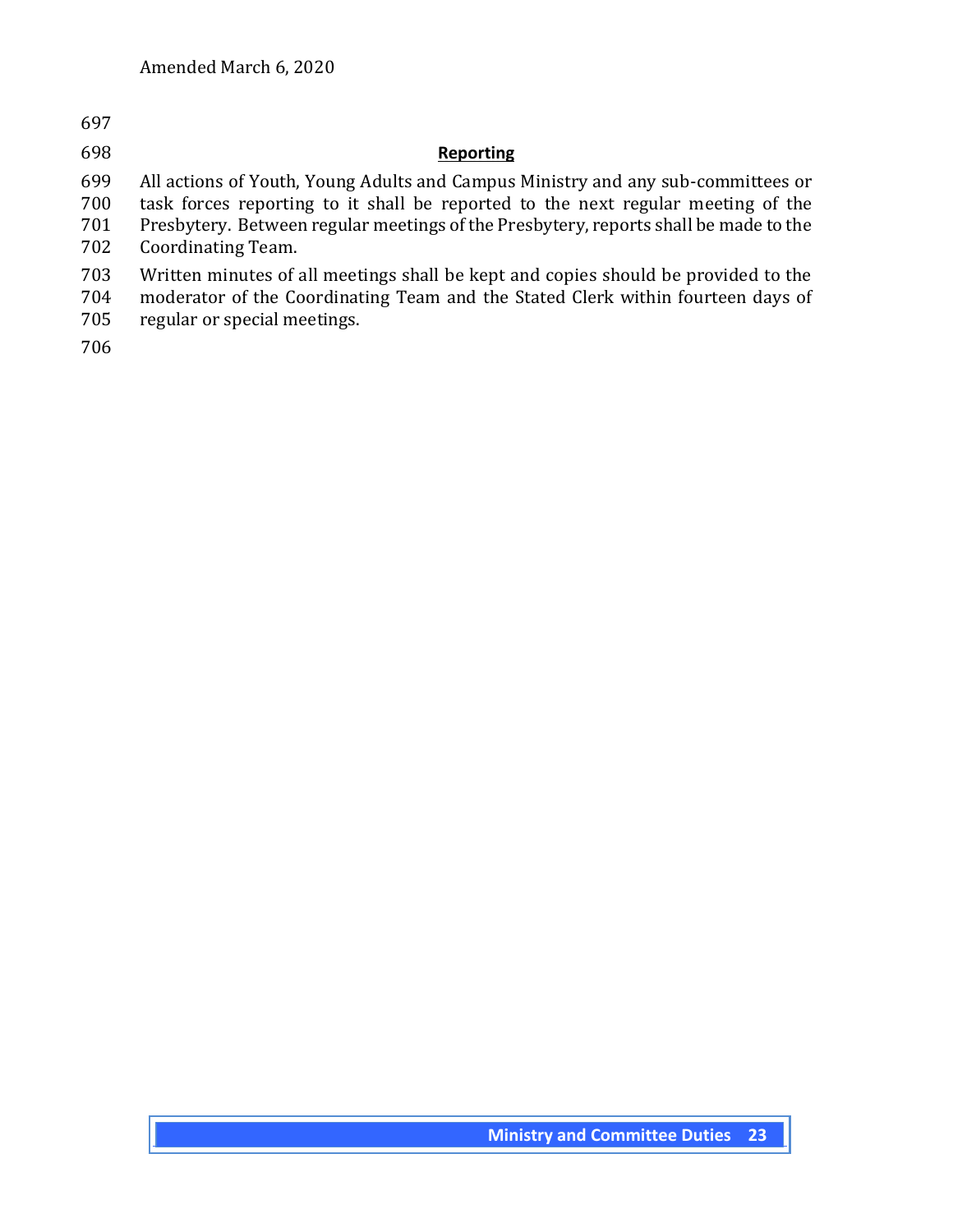## Reporting

All actions of Youth, Young Adults and Campus Ministry and any sub-committees or task forces reporting to it shall be reported to the next regular meeting of the Presbytery. Between regular meetings of the Presbytery, reports shall be made to the Coordinating Team.

Written minutes of all meetings shall be kept and copies should be provided to the moderator of the Coordinating Team and the Stated Clerk within fourteen days of regular or special meetings.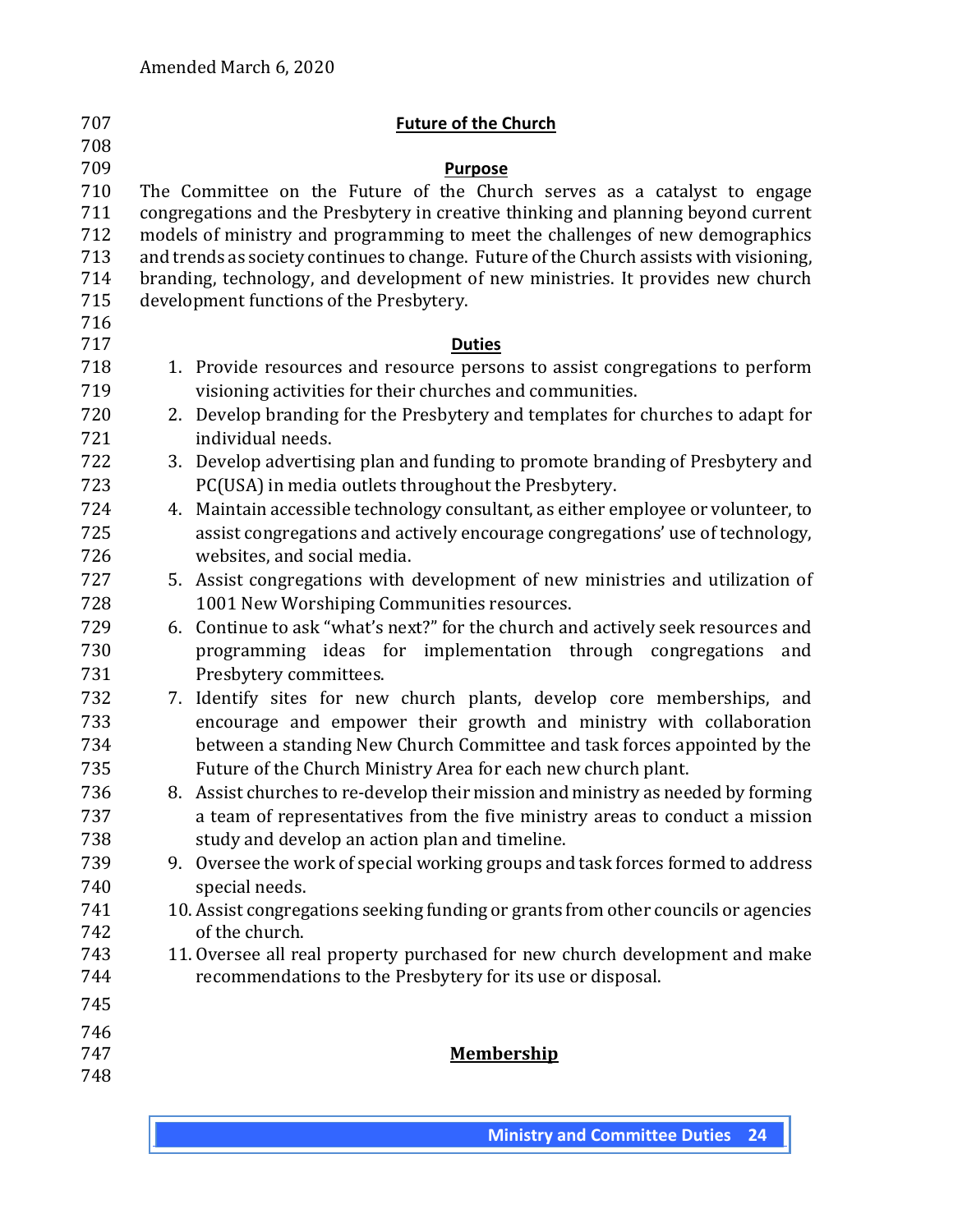## Future of the Church

### Purpose

The Committee on the Future of the Church serves as a catalyst to engage congregations and the Presbytery in creative thinking and planning beyond current models of ministry and programming to meet the challenges of new demographics and trends as society continues to change. Future of the Church assists with visioning, branding, technology, and development of new ministries. It provides new church development functions of the Presbytery.

### Duties

1. Provide resources and resource persons to assist congregations to perform visioning activities for their churches and communities.
2. Develop branding for the Presbytery and templates for churches to adapt for individual needs.
3. Develop advertising plan and funding to promote branding of Presbytery and PC(USA) in media outlets throughout the Presbytery.
4. Maintain accessible technology consultant, as either employee or volunteer, to assist congregations and actively encourage congregations' use of technology, websites, and social media.
5. Assist congregations with development of new ministries and utilization of 1001 New Worshiping Communities resources.
6. Continue to ask "what's next?" for the church and actively seek resources and programming ideas for implementation through congregations and Presbytery committees.
7. Identify sites for new church plants, develop core memberships, and encourage and empower their growth and ministry with collaboration between a standing New Church Committee and task forces appointed by the Future of the Church Ministry Area for each new church plant.
8. Assist churches to re-develop their mission and ministry as needed by forming a team of representatives from the five ministry areas to conduct a mission study and develop an action plan and timeline.
9. Oversee the work of special working groups and task forces formed to address special needs.
10. Assist congregations seeking funding or grants from other councils or agencies of the church.
11. Oversee all real property purchased for new church development and make recommendations to the Presbytery for its use or disposal.

## Membership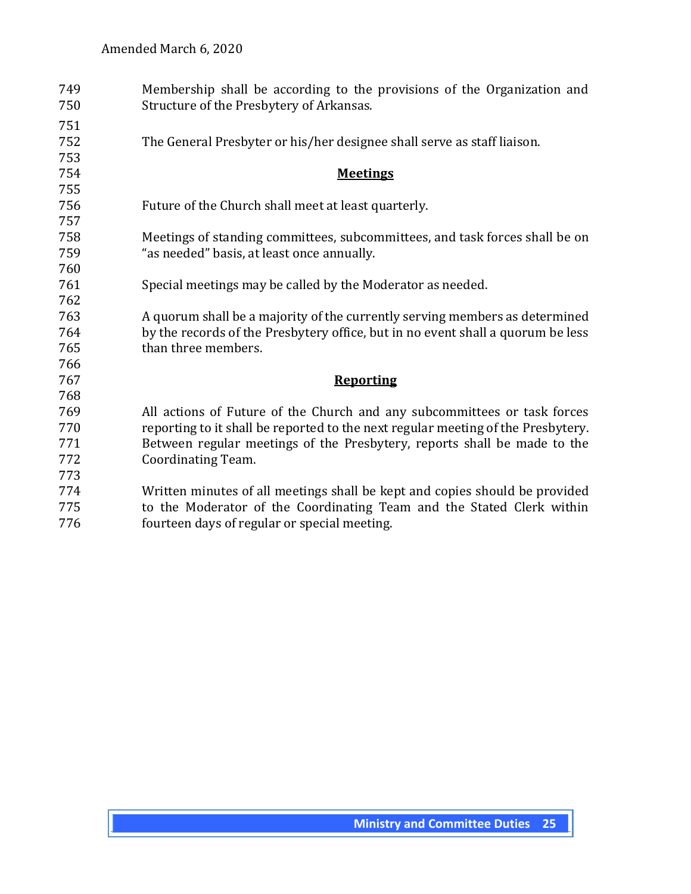Membership shall be according to the provisions of the Organization and Structure of the Presbytery of Arkansas.

The General Presbyter or his/her designee shall serve as staff liaison.

## **Meetings**

Future of the Church shall meet at least quarterly.

Meetings of standing committees, subcommittees, and task forces shall be on "as needed" basis, at least once annually.

Special meetings may be called by the Moderator as needed.

A quorum shall be a majority of the currently serving members as determined by the records of the Presbytery office, but in no event shall a quorum be less than three members.

## **Reporting**

All actions of Future of the Church and any subcommittees or task forces reporting to it shall be reported to the next regular meeting of the Presbytery. Between regular meetings of the Presbytery, reports shall be made to the Coordinating Team.

Written minutes of all meetings shall be kept and copies should be provided to the Moderator of the Coordinating Team and the Stated Clerk within fourteen days of regular or special meeting.